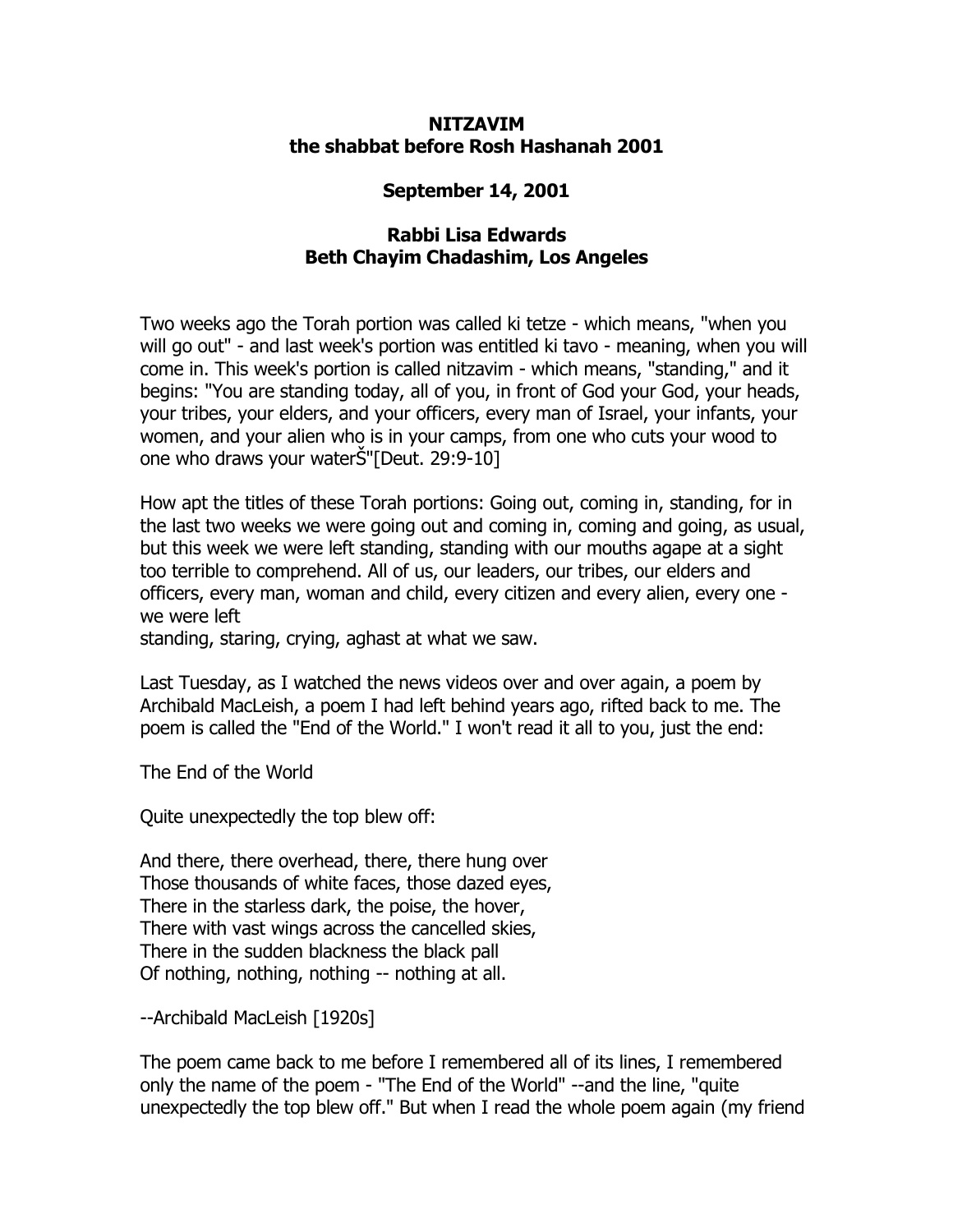**NITZAVIM**
**the shabbat before Rosh Hashanah 2001**

**September 14, 2001**

**Rabbi Lisa Edwards**
**Beth Chayim Chadashim, Los Angeles**

Two weeks ago the Torah portion was called ki tetze - which means, "when you will go out" - and last week's portion was entitled ki tavo - meaning, when you will come in. This week's portion is called nitzavim - which means, "standing," and it begins: "You are standing today, all of you, in front of God your God, your heads, your tribes, your elders, and your officers, every man of Israel, your infants, your women, and your alien who is in your camps, from one who cuts your wood to one who draws your waterŠ"[Deut. 29:9-10]

How apt the titles of these Torah portions: Going out, coming in, standing, for in the last two weeks we were going out and coming in, coming and going, as usual, but this week we were left standing, standing with our mouths agape at a sight too terrible to comprehend. All of us, our leaders, our tribes, our elders and officers, every man, woman and child, every citizen and every alien, every one - we were left
standing, staring, crying, aghast at what we saw.

Last Tuesday, as I watched the news videos over and over again, a poem by Archibald MacLeish, a poem I had left behind years ago, rifted back to me. The poem is called the "End of the World." I won't read it all to you, just the end:

The End of the World

Quite unexpectedly the top blew off:

And there, there overhead, there, there hung over
Those thousands of white faces, those dazed eyes,
There in the starless dark, the poise, the hover,
There with vast wings across the cancelled skies,
There in the sudden blackness the black pall
Of nothing, nothing, nothing -- nothing at all.

--Archibald MacLeish [1920s]

The poem came back to me before I remembered all of its lines, I remembered only the name of the poem - "The End of the World" --and the line, "quite unexpectedly the top blew off." But when I read the whole poem again (my friend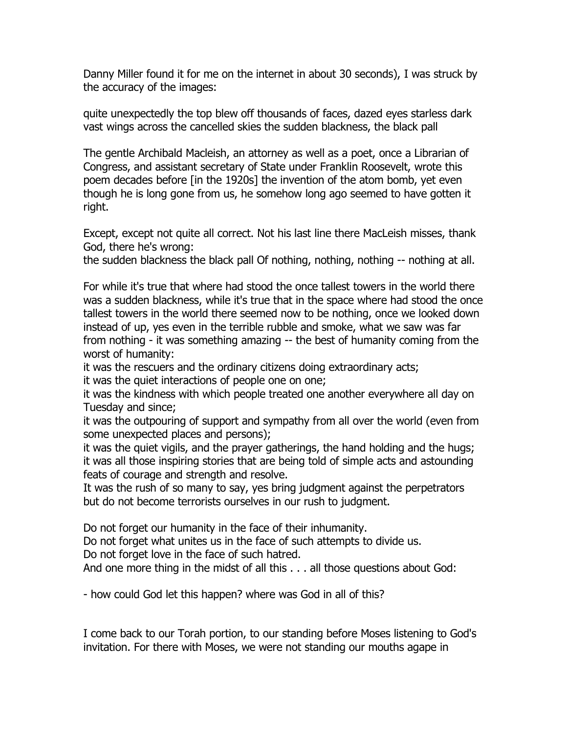Danny Miller found it for me on the internet in about 30 seconds), I was struck by the accuracy of the images:

quite unexpectedly the top blew off thousands of faces, dazed eyes starless dark vast wings across the cancelled skies the sudden blackness, the black pall

The gentle Archibald Macleish, an attorney as well as a poet, once a Librarian of Congress, and assistant secretary of State under Franklin Roosevelt, wrote this poem decades before [in the 1920s] the invention of the atom bomb, yet even though he is long gone from us, he somehow long ago seemed to have gotten it right.

Except, except not quite all correct. Not his last line there MacLeish misses, thank God, there he's wrong:
the sudden blackness the black pall Of nothing, nothing, nothing -- nothing at all.

For while it's true that where had stood the once tallest towers in the world there was a sudden blackness, while it's true that in the space where had stood the once tallest towers in the world there seemed now to be nothing, once we looked down instead of up, yes even in the terrible rubble and smoke, what we saw was far from nothing - it was something amazing -- the best of humanity coming from the worst of humanity:
it was the rescuers and the ordinary citizens doing extraordinary acts;
it was the quiet interactions of people one on one;
it was the kindness with which people treated one another everywhere all day on Tuesday and since;
it was the outpouring of support and sympathy from all over the world (even from some unexpected places and persons);
it was the quiet vigils, and the prayer gatherings, the hand holding and the hugs;
it was all those inspiring stories that are being told of simple acts and astounding feats of courage and strength and resolve.
It was the rush of so many to say, yes bring judgment against the perpetrators but do not become terrorists ourselves in our rush to judgment.

Do not forget our humanity in the face of their inhumanity.
Do not forget what unites us in the face of such attempts to divide us.
Do not forget love in the face of such hatred.
And one more thing in the midst of all this . . . all those questions about God:

- how could God let this happen? where was God in all of this?

I come back to our Torah portion, to our standing before Moses listening to God's invitation. For there with Moses, we were not standing our mouths agape in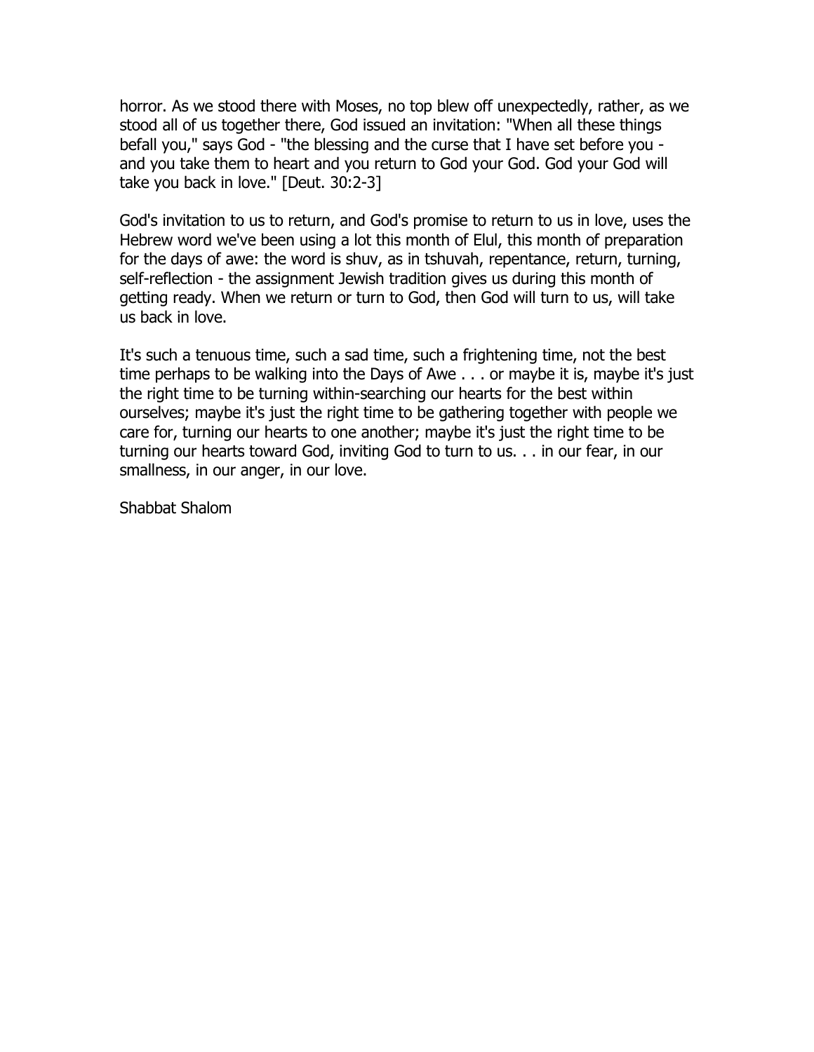horror. As we stood there with Moses, no top blew off unexpectedly, rather, as we stood all of us together there, God issued an invitation: "When all these things befall you," says God - "the blessing and the curse that I have set before you - and you take them to heart and you return to God your God. God your God will take you back in love." [Deut. 30:2-3]

God's invitation to us to return, and God's promise to return to us in love, uses the Hebrew word we've been using a lot this month of Elul, this month of preparation for the days of awe: the word is shuv, as in tshuvah, repentance, return, turning, self-reflection - the assignment Jewish tradition gives us during this month of getting ready. When we return or turn to God, then God will turn to us, will take us back in love.

It's such a tenuous time, such a sad time, such a frightening time, not the best time perhaps to be walking into the Days of Awe . . . or maybe it is, maybe it's just the right time to be turning within-searching our hearts for the best within ourselves; maybe it's just the right time to be gathering together with people we care for, turning our hearts to one another; maybe it's just the right time to be turning our hearts toward God, inviting God to turn to us. . . in our fear, in our smallness, in our anger, in our love.

Shabbat Shalom